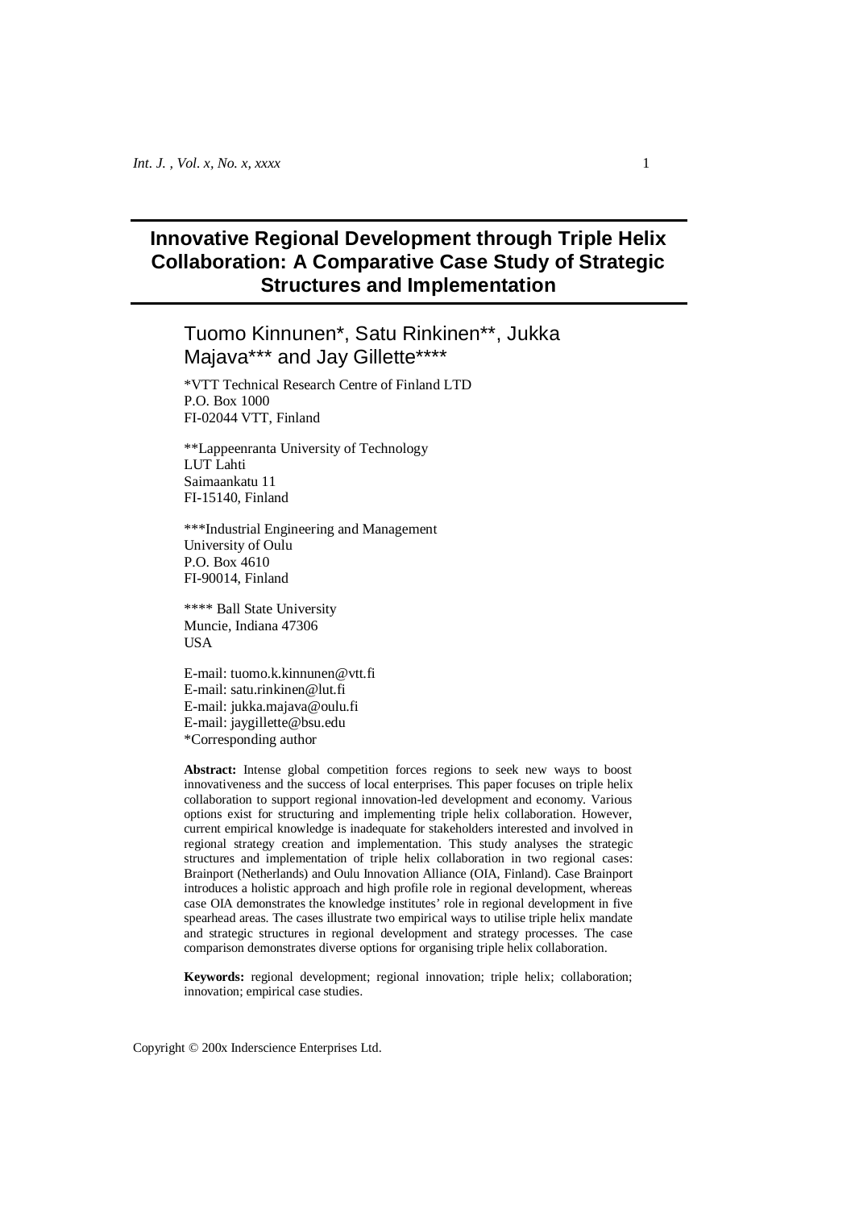# Innovative Regional Development through Triple Helix Collaboration: A Comparative Case Study of Strategic Structures and Implementation

Tuomo Kinnunen*, Satu Rinkinen**, Jukka Majava*** and Jay Gillette****

*VTT Technical Research Centre of Finland LTD
P.O. Box 1000
FI-02044 VTT, Finland

**Lappeenranta University of Technology
LUT Lahti
Saimaankatu 11
FI-15140, Finland

***Industrial Engineering and Management
University of Oulu
P.O. Box 4610
FI-90014, Finland

**** Ball State University
Muncie, Indiana 47306
USA

E-mail: tuomo.k.kinnunen@vtt.fi
E-mail: satu.rinkinen@lut.fi
E-mail: jukka.majava@oulu.fi
E-mail: jaygillette@bsu.edu
*Corresponding author

**Abstract:** Intense global competition forces regions to seek new ways to boost innovativeness and the success of local enterprises. This paper focuses on triple helix collaboration to support regional innovation-led development and economy. Various options exist for structuring and implementing triple helix collaboration. However, current empirical knowledge is inadequate for stakeholders interested and involved in regional strategy creation and implementation. This study analyses the strategic structures and implementation of triple helix collaboration in two regional cases: Brainport (Netherlands) and Oulu Innovation Alliance (OIA, Finland). Case Brainport introduces a holistic approach and high profile role in regional development, whereas case OIA demonstrates the knowledge institutes' role in regional development in five spearhead areas. The cases illustrate two empirical ways to utilise triple helix mandate and strategic structures in regional development and strategy processes. The case comparison demonstrates diverse options for organising triple helix collaboration.

**Keywords:** regional development; regional innovation; triple helix; collaboration; innovation; empirical case studies.

Copyright © 200x Inderscience Enterprises Ltd.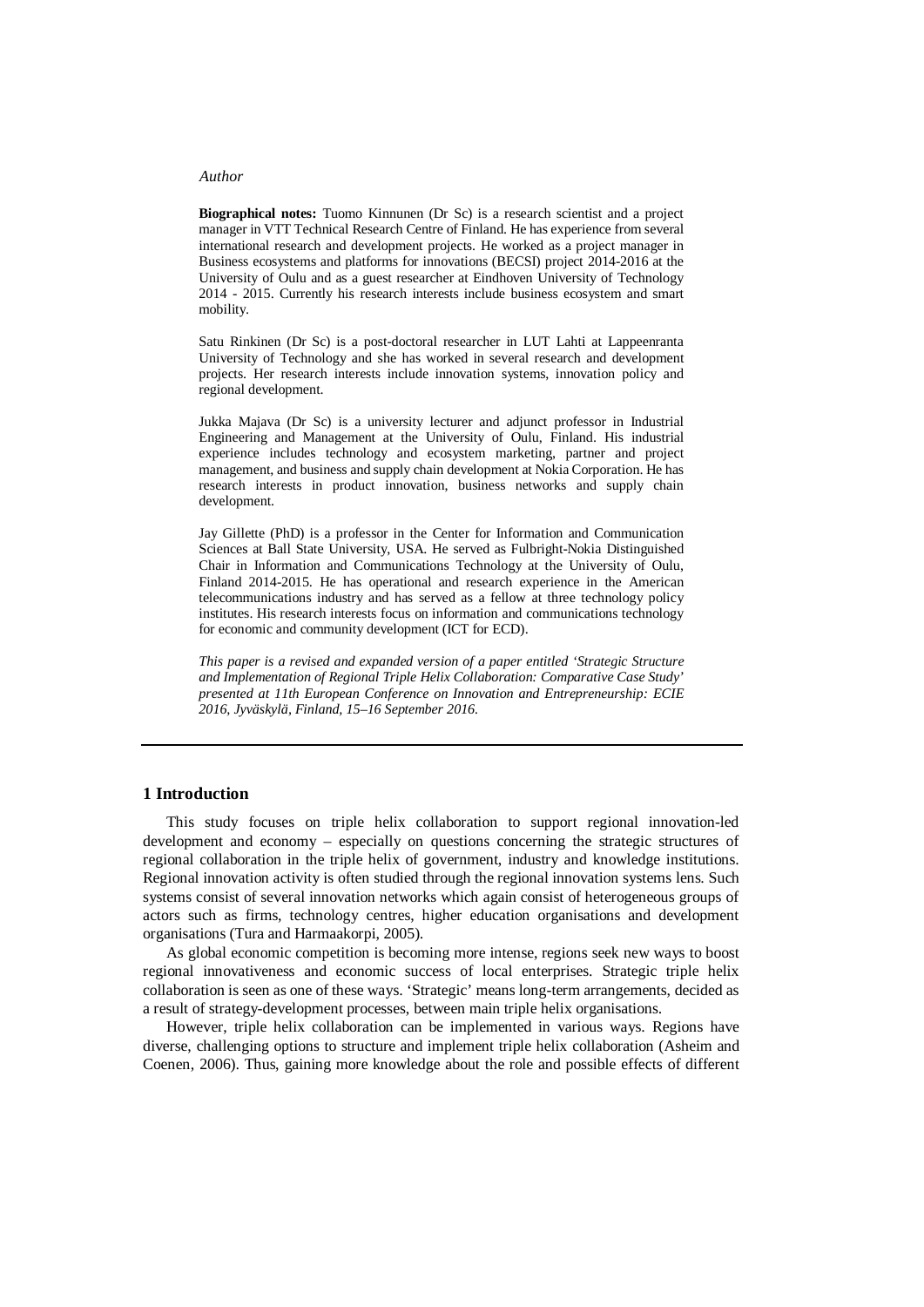*Author*

**Biographical notes:** Tuomo Kinnunen (Dr Sc) is a research scientist and a project manager in VTT Technical Research Centre of Finland. He has experience from several international research and development projects. He worked as a project manager in Business ecosystems and platforms for innovations (BECSI) project 2014-2016 at the University of Oulu and as a guest researcher at Eindhoven University of Technology 2014 - 2015. Currently his research interests include business ecosystem and smart mobility.

Satu Rinkinen (Dr Sc) is a post-doctoral researcher in LUT Lahti at Lappeenranta University of Technology and she has worked in several research and development projects. Her research interests include innovation systems, innovation policy and regional development.

Jukka Majava (Dr Sc) is a university lecturer and adjunct professor in Industrial Engineering and Management at the University of Oulu, Finland. His industrial experience includes technology and ecosystem marketing, partner and project management, and business and supply chain development at Nokia Corporation. He has research interests in product innovation, business networks and supply chain development.

Jay Gillette (PhD) is a professor in the Center for Information and Communication Sciences at Ball State University, USA. He served as Fulbright-Nokia Distinguished Chair in Information and Communications Technology at the University of Oulu, Finland 2014-2015. He has operational and research experience in the American telecommunications industry and has served as a fellow at three technology policy institutes. His research interests focus on information and communications technology for economic and community development (ICT for ECD).

*This paper is a revised and expanded version of a paper entitled 'Strategic Structure and Implementation of Regional Triple Helix Collaboration: Comparative Case Study' presented at 11th European Conference on Innovation and Entrepreneurship: ECIE 2016, Jyväskylä, Finland, 15–16 September 2016.*

## 1 Introduction

This study focuses on triple helix collaboration to support regional innovation-led development and economy – especially on questions concerning the strategic structures of regional collaboration in the triple helix of government, industry and knowledge institutions. Regional innovation activity is often studied through the regional innovation systems lens. Such systems consist of several innovation networks which again consist of heterogeneous groups of actors such as firms, technology centres, higher education organisations and development organisations (Tura and Harmaakorpi, 2005).

As global economic competition is becoming more intense, regions seek new ways to boost regional innovativeness and economic success of local enterprises. Strategic triple helix collaboration is seen as one of these ways. 'Strategic' means long-term arrangements, decided as a result of strategy-development processes, between main triple helix organisations.

However, triple helix collaboration can be implemented in various ways. Regions have diverse, challenging options to structure and implement triple helix collaboration (Asheim and Coenen, 2006). Thus, gaining more knowledge about the role and possible effects of different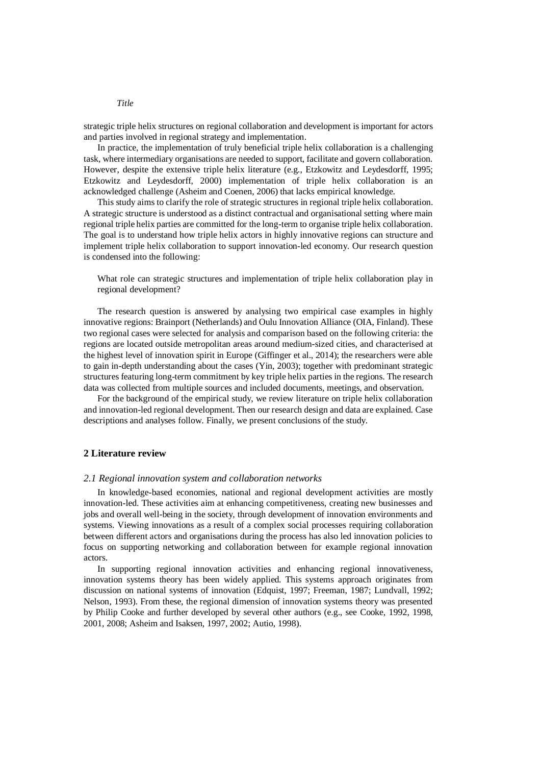strategic triple helix structures on regional collaboration and development is important for actors and parties involved in regional strategy and implementation.

In practice, the implementation of truly beneficial triple helix collaboration is a challenging task, where intermediary organisations are needed to support, facilitate and govern collaboration. However, despite the extensive triple helix literature (e.g., Etzkowitz and Leydesdorff, 1995; Etzkowitz and Leydesdorff, 2000) implementation of triple helix collaboration is an acknowledged challenge (Asheim and Coenen, 2006) that lacks empirical knowledge.

This study aims to clarify the role of strategic structures in regional triple helix collaboration. A strategic structure is understood as a distinct contractual and organisational setting where main regional triple helix parties are committed for the long-term to organise triple helix collaboration. The goal is to understand how triple helix actors in highly innovative regions can structure and implement triple helix collaboration to support innovation-led economy. Our research question is condensed into the following:

> What role can strategic structures and implementation of triple helix collaboration play in regional development?

The research question is answered by analysing two empirical case examples in highly innovative regions: Brainport (Netherlands) and Oulu Innovation Alliance (OIA, Finland). These two regional cases were selected for analysis and comparison based on the following criteria: the regions are located outside metropolitan areas around medium-sized cities, and characterised at the highest level of innovation spirit in Europe (Giffinger et al., 2014); the researchers were able to gain in-depth understanding about the cases (Yin, 2003); together with predominant strategic structures featuring long-term commitment by key triple helix parties in the regions. The research data was collected from multiple sources and included documents, meetings, and observation.

For the background of the empirical study, we review literature on triple helix collaboration and innovation-led regional development. Then our research design and data are explained. Case descriptions and analyses follow. Finally, we present conclusions of the study.

## 2 Literature review

### *2.1 Regional innovation system and collaboration networks*

In knowledge-based economies, national and regional development activities are mostly innovation-led. These activities aim at enhancing competitiveness, creating new businesses and jobs and overall well-being in the society, through development of innovation environments and systems. Viewing innovations as a result of a complex social processes requiring collaboration between different actors and organisations during the process has also led innovation policies to focus on supporting networking and collaboration between for example regional innovation actors.

In supporting regional innovation activities and enhancing regional innovativeness, innovation systems theory has been widely applied. This systems approach originates from discussion on national systems of innovation (Edquist, 1997; Freeman, 1987; Lundvall, 1992; Nelson, 1993). From these, the regional dimension of innovation systems theory was presented by Philip Cooke and further developed by several other authors (e.g., see Cooke, 1992, 1998, 2001, 2008; Asheim and Isaksen, 1997, 2002; Autio, 1998).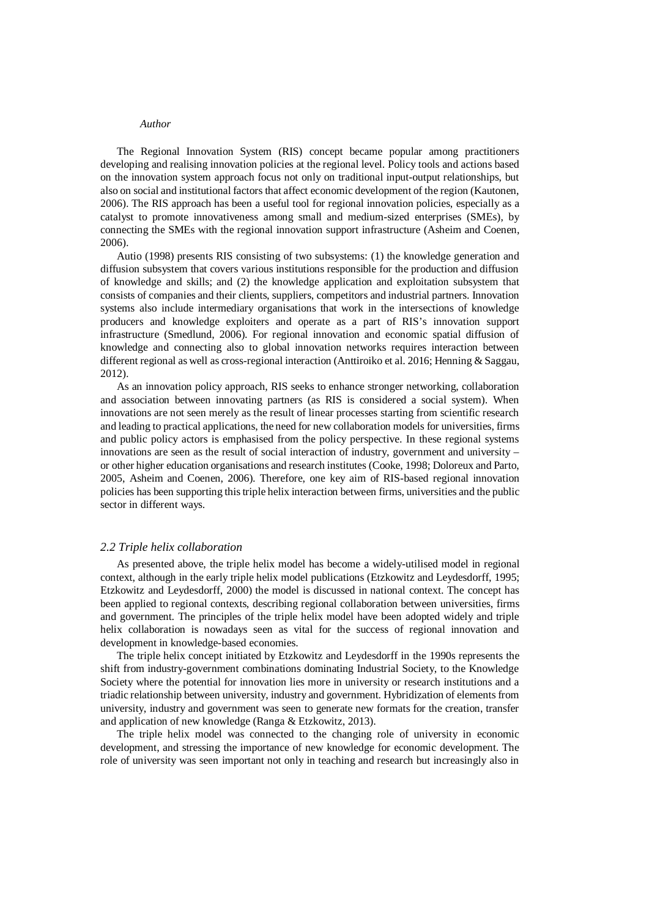The Regional Innovation System (RIS) concept became popular among practitioners developing and realising innovation policies at the regional level. Policy tools and actions based on the innovation system approach focus not only on traditional input-output relationships, but also on social and institutional factors that affect economic development of the region (Kautonen, 2006). The RIS approach has been a useful tool for regional innovation policies, especially as a catalyst to promote innovativeness among small and medium-sized enterprises (SMEs), by connecting the SMEs with the regional innovation support infrastructure (Asheim and Coenen, 2006).

Autio (1998) presents RIS consisting of two subsystems: (1) the knowledge generation and diffusion subsystem that covers various institutions responsible for the production and diffusion of knowledge and skills; and (2) the knowledge application and exploitation subsystem that consists of companies and their clients, suppliers, competitors and industrial partners. Innovation systems also include intermediary organisations that work in the intersections of knowledge producers and knowledge exploiters and operate as a part of RIS's innovation support infrastructure (Smedlund, 2006). For regional innovation and economic spatial diffusion of knowledge and connecting also to global innovation networks requires interaction between different regional as well as cross-regional interaction (Anttiroiko et al. 2016; Henning & Saggau, 2012).

As an innovation policy approach, RIS seeks to enhance stronger networking, collaboration and association between innovating partners (as RIS is considered a social system). When innovations are not seen merely as the result of linear processes starting from scientific research and leading to practical applications, the need for new collaboration models for universities, firms and public policy actors is emphasised from the policy perspective. In these regional systems innovations are seen as the result of social interaction of industry, government and university – or other higher education organisations and research institutes (Cooke, 1998; Doloreux and Parto, 2005, Asheim and Coenen, 2006). Therefore, one key aim of RIS-based regional innovation policies has been supporting this triple helix interaction between firms, universities and the public sector in different ways.

### *2.2 Triple helix collaboration*

As presented above, the triple helix model has become a widely-utilised model in regional context, although in the early triple helix model publications (Etzkowitz and Leydesdorff, 1995; Etzkowitz and Leydesdorff, 2000) the model is discussed in national context. The concept has been applied to regional contexts, describing regional collaboration between universities, firms and government. The principles of the triple helix model have been adopted widely and triple helix collaboration is nowadays seen as vital for the success of regional innovation and development in knowledge-based economies.

The triple helix concept initiated by Etzkowitz and Leydesdorff in the 1990s represents the shift from industry-government combinations dominating Industrial Society, to the Knowledge Society where the potential for innovation lies more in university or research institutions and a triadic relationship between university, industry and government. Hybridization of elements from university, industry and government was seen to generate new formats for the creation, transfer and application of new knowledge (Ranga & Etzkowitz, 2013).

The triple helix model was connected to the changing role of university in economic development, and stressing the importance of new knowledge for economic development. The role of university was seen important not only in teaching and research but increasingly also in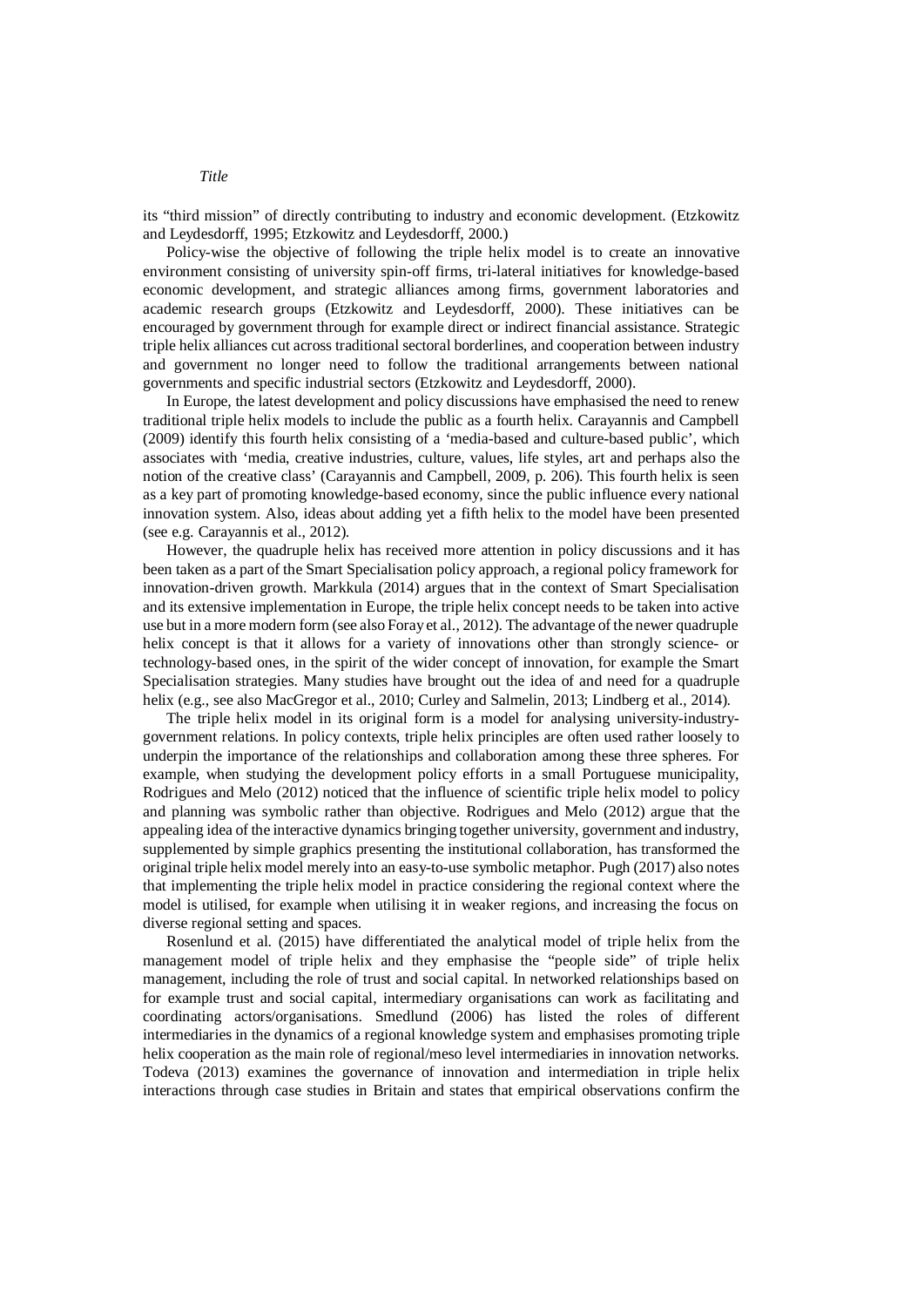its "third mission" of directly contributing to industry and economic development. (Etzkowitz and Leydesdorff, 1995; Etzkowitz and Leydesdorff, 2000.)

Policy-wise the objective of following the triple helix model is to create an innovative environment consisting of university spin-off firms, tri-lateral initiatives for knowledge-based economic development, and strategic alliances among firms, government laboratories and academic research groups (Etzkowitz and Leydesdorff, 2000). These initiatives can be encouraged by government through for example direct or indirect financial assistance. Strategic triple helix alliances cut across traditional sectoral borderlines, and cooperation between industry and government no longer need to follow the traditional arrangements between national governments and specific industrial sectors (Etzkowitz and Leydesdorff, 2000).

In Europe, the latest development and policy discussions have emphasised the need to renew traditional triple helix models to include the public as a fourth helix. Carayannis and Campbell (2009) identify this fourth helix consisting of a 'media-based and culture-based public', which associates with 'media, creative industries, culture, values, life styles, art and perhaps also the notion of the creative class' (Carayannis and Campbell, 2009, p. 206). This fourth helix is seen as a key part of promoting knowledge-based economy, since the public influence every national innovation system. Also, ideas about adding yet a fifth helix to the model have been presented (see e.g. Carayannis et al., 2012).

However, the quadruple helix has received more attention in policy discussions and it has been taken as a part of the Smart Specialisation policy approach, a regional policy framework for innovation-driven growth. Markkula (2014) argues that in the context of Smart Specialisation and its extensive implementation in Europe, the triple helix concept needs to be taken into active use but in a more modern form (see also Foray et al., 2012). The advantage of the newer quadruple helix concept is that it allows for a variety of innovations other than strongly science- or technology-based ones, in the spirit of the wider concept of innovation, for example the Smart Specialisation strategies. Many studies have brought out the idea of and need for a quadruple helix (e.g., see also MacGregor et al., 2010; Curley and Salmelin, 2013; Lindberg et al., 2014).

The triple helix model in its original form is a model for analysing university-industry-government relations. In policy contexts, triple helix principles are often used rather loosely to underpin the importance of the relationships and collaboration among these three spheres. For example, when studying the development policy efforts in a small Portuguese municipality, Rodrigues and Melo (2012) noticed that the influence of scientific triple helix model to policy and planning was symbolic rather than objective. Rodrigues and Melo (2012) argue that the appealing idea of the interactive dynamics bringing together university, government and industry, supplemented by simple graphics presenting the institutional collaboration, has transformed the original triple helix model merely into an easy-to-use symbolic metaphor. Pugh (2017) also notes that implementing the triple helix model in practice considering the regional context where the model is utilised, for example when utilising it in weaker regions, and increasing the focus on diverse regional setting and spaces.

Rosenlund et al. (2015) have differentiated the analytical model of triple helix from the management model of triple helix and they emphasise the "people side" of triple helix management, including the role of trust and social capital. In networked relationships based on for example trust and social capital, intermediary organisations can work as facilitating and coordinating actors/organisations. Smedlund (2006) has listed the roles of different intermediaries in the dynamics of a regional knowledge system and emphasises promoting triple helix cooperation as the main role of regional/meso level intermediaries in innovation networks. Todeva (2013) examines the governance of innovation and intermediation in triple helix interactions through case studies in Britain and states that empirical observations confirm the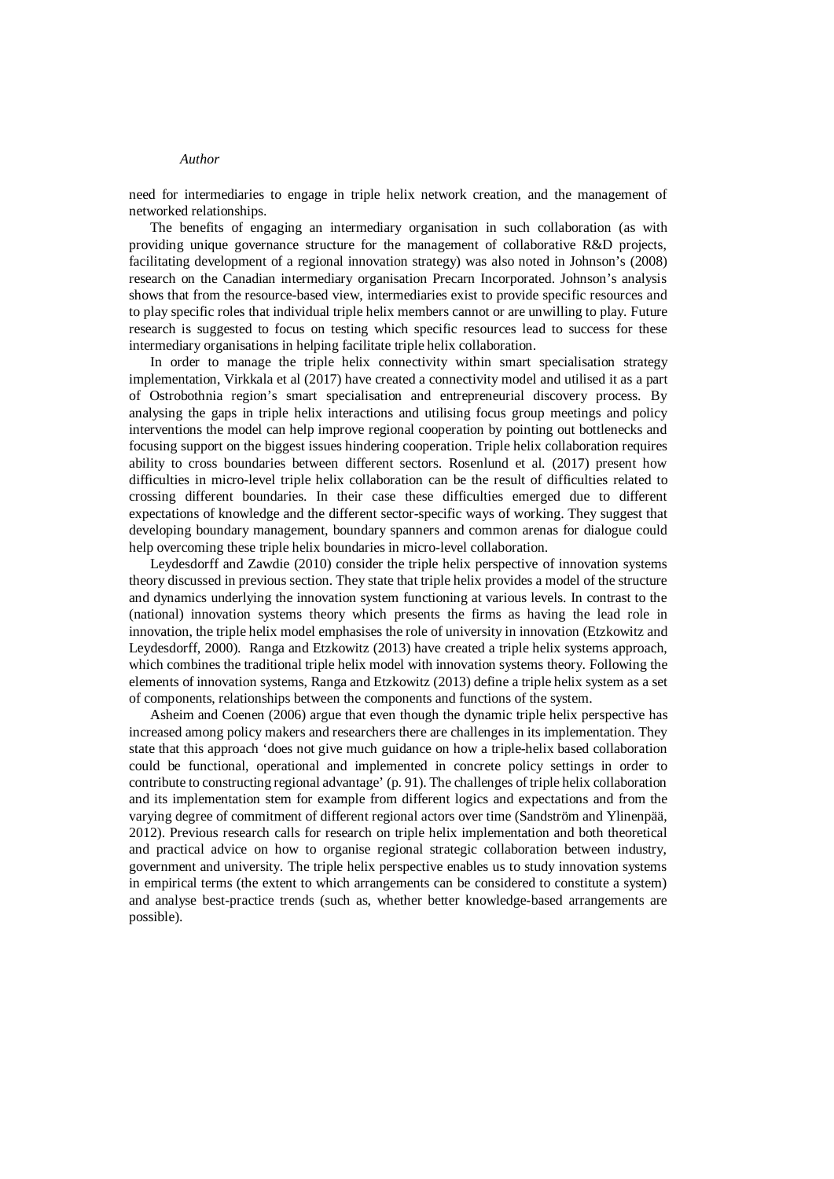need for intermediaries to engage in triple helix network creation, and the management of networked relationships.

The benefits of engaging an intermediary organisation in such collaboration (as with providing unique governance structure for the management of collaborative R&D projects, facilitating development of a regional innovation strategy) was also noted in Johnson's (2008) research on the Canadian intermediary organisation Precarn Incorporated. Johnson's analysis shows that from the resource-based view, intermediaries exist to provide specific resources and to play specific roles that individual triple helix members cannot or are unwilling to play. Future research is suggested to focus on testing which specific resources lead to success for these intermediary organisations in helping facilitate triple helix collaboration.

In order to manage the triple helix connectivity within smart specialisation strategy implementation, Virkkala et al (2017) have created a connectivity model and utilised it as a part of Ostrobothnia region's smart specialisation and entrepreneurial discovery process. By analysing the gaps in triple helix interactions and utilising focus group meetings and policy interventions the model can help improve regional cooperation by pointing out bottlenecks and focusing support on the biggest issues hindering cooperation. Triple helix collaboration requires ability to cross boundaries between different sectors. Rosenlund et al. (2017) present how difficulties in micro-level triple helix collaboration can be the result of difficulties related to crossing different boundaries. In their case these difficulties emerged due to different expectations of knowledge and the different sector-specific ways of working. They suggest that developing boundary management, boundary spanners and common arenas for dialogue could help overcoming these triple helix boundaries in micro-level collaboration.

Leydesdorff and Zawdie (2010) consider the triple helix perspective of innovation systems theory discussed in previous section. They state that triple helix provides a model of the structure and dynamics underlying the innovation system functioning at various levels. In contrast to the (national) innovation systems theory which presents the firms as having the lead role in innovation, the triple helix model emphasises the role of university in innovation (Etzkowitz and Leydesdorff, 2000). Ranga and Etzkowitz (2013) have created a triple helix systems approach, which combines the traditional triple helix model with innovation systems theory. Following the elements of innovation systems, Ranga and Etzkowitz (2013) define a triple helix system as a set of components, relationships between the components and functions of the system.

Asheim and Coenen (2006) argue that even though the dynamic triple helix perspective has increased among policy makers and researchers there are challenges in its implementation. They state that this approach 'does not give much guidance on how a triple-helix based collaboration could be functional, operational and implemented in concrete policy settings in order to contribute to constructing regional advantage' (p. 91). The challenges of triple helix collaboration and its implementation stem for example from different logics and expectations and from the varying degree of commitment of different regional actors over time (Sandström and Ylinenpää, 2012). Previous research calls for research on triple helix implementation and both theoretical and practical advice on how to organise regional strategic collaboration between industry, government and university. The triple helix perspective enables us to study innovation systems in empirical terms (the extent to which arrangements can be considered to constitute a system) and analyse best-practice trends (such as, whether better knowledge-based arrangements are possible).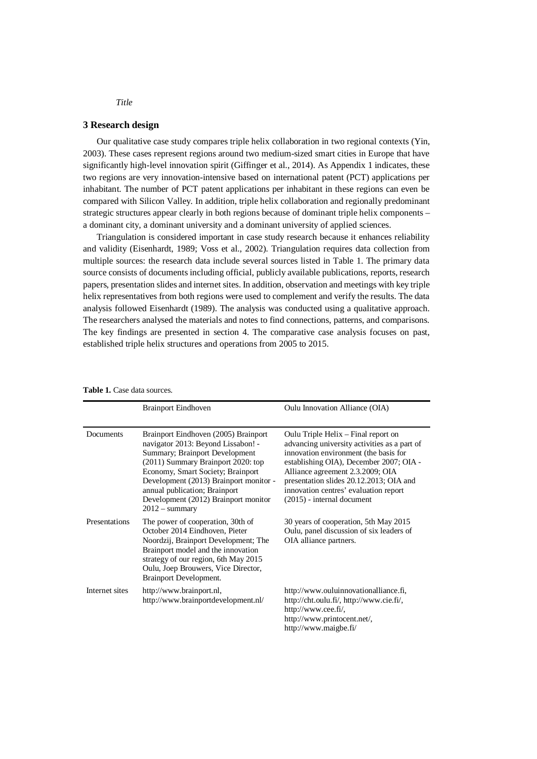## 3 Research design

Our qualitative case study compares triple helix collaboration in two regional contexts (Yin, 2003). These cases represent regions around two medium-sized smart cities in Europe that have significantly high-level innovation spirit (Giffinger et al., 2014). As Appendix 1 indicates, these two regions are very innovation-intensive based on international patent (PCT) applications per inhabitant. The number of PCT patent applications per inhabitant in these regions can even be compared with Silicon Valley. In addition, triple helix collaboration and regionally predominant strategic structures appear clearly in both regions because of dominant triple helix components – a dominant city, a dominant university and a dominant university of applied sciences.

Triangulation is considered important in case study research because it enhances reliability and validity (Eisenhardt, 1989; Voss et al., 2002). Triangulation requires data collection from multiple sources: the research data include several sources listed in Table 1. The primary data source consists of documents including official, publicly available publications, reports, research papers, presentation slides and internet sites. In addition, observation and meetings with key triple helix representatives from both regions were used to complement and verify the results. The data analysis followed Eisenhardt (1989). The analysis was conducted using a qualitative approach. The researchers analysed the materials and notes to find connections, patterns, and comparisons. The key findings are presented in section 4. The comparative case analysis focuses on past, established triple helix structures and operations from 2005 to 2015.

**Table 1.** Case data sources.

| | Brainport Eindhoven | Oulu Innovation Alliance (OIA) |
|---|---|---|
| Documents | Brainport Eindhoven (2005) Brainport navigator 2013: Beyond Lissabon! - Summary; Brainport Development (2011) Summary Brainport 2020: top Economy, Smart Society; Brainport Development (2013) Brainport monitor - annual publication; Brainport Development (2012) Brainport monitor 2012 – summary | Oulu Triple Helix – Final report on advancing university activities as a part of innovation environment (the basis for establishing OIA), December 2007; OIA - Alliance agreement 2.3.2009; OIA presentation slides 20.12.2013; OIA and innovation centres' evaluation report (2015) - internal document |
| Presentations | The power of cooperation, 30th of October 2014 Eindhoven, Pieter Noordzij, Brainport Development; The Brainport model and the innovation strategy of our region, 6th May 2015 Oulu, Joep Brouwers, Vice Director, Brainport Development. | 30 years of cooperation, 5th May 2015 Oulu, panel discussion of six leaders of OIA alliance partners. |
| Internet sites | http://www.brainport.nl, http://www.brainportdevelopment.nl/ | http://www.ouluinnovationalliance.fi, http://cht.oulu.fi/, http://www.cie.fi/, http://www.cee.fi/, http://www.printocent.net/, http://www.maigbe.fi/ |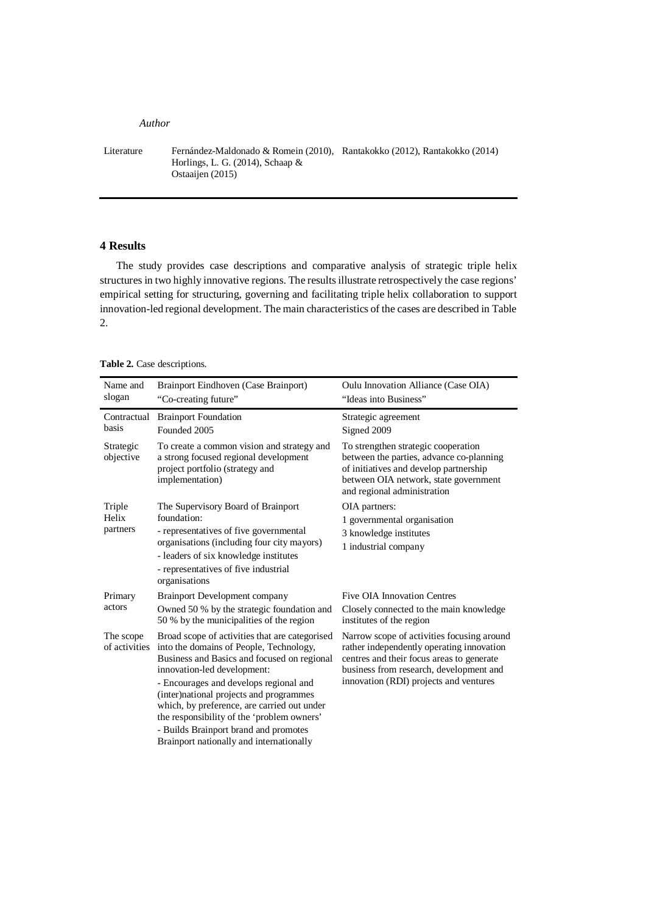| | | |
|---|---|---|
| | *Author* | |
| Literature | Fernández-Maldonado & Romein (2010), Horlings, L. G. (2014), Schaap & Ostaaijen (2015) | Rantakokko (2012), Rantakokko (2014) |

## 4 Results

The study provides case descriptions and comparative analysis of strategic triple helix structures in two highly innovative regions. The results illustrate retrospectively the case regions' empirical setting for structuring, governing and facilitating triple helix collaboration to support innovation-led regional development. The main characteristics of the cases are described in Table 2.

**Table 2.** Case descriptions.

| Name and slogan | Brainport Eindhoven (Case Brainport)<br>"Co-creating future" | Oulu Innovation Alliance (Case OIA)<br>"Ideas into Business" |
|---|---|---|
| Contractual basis | Brainport Foundation<br>Founded 2005 | Strategic agreement<br>Signed 2009 |
| Strategic objective | To create a common vision and strategy and a strong focused regional development project portfolio (strategy and implementation) | To strengthen strategic cooperation between the parties, advance co-planning of initiatives and develop partnership between OIA network, state government and regional administration |
| Triple Helix partners | The Supervisory Board of Brainport foundation:<br>- representatives of five governmental organisations (including four city mayors)<br>- leaders of six knowledge institutes<br>- representatives of five industrial organisations | OIA partners:<br>1 governmental organisation<br>3 knowledge institutes<br>1 industrial company |
| Primary actors | Brainport Development company<br>Owned 50 % by the strategic foundation and 50 % by the municipalities of the region | Five OIA Innovation Centres<br>Closely connected to the main knowledge institutes of the region |
| The scope of activities | Broad scope of activities that are categorised into the domains of People, Technology, Business and Basics and focused on regional innovation-led development:<br>- Encourages and develops regional and (inter)national projects and programmes which, by preference, are carried out under the responsibility of the 'problem owners'<br>- Builds Brainport brand and promotes Brainport nationally and internationally | Narrow scope of activities focusing around rather independently operating innovation centres and their focus areas to generate business from research, development and innovation (RDI) projects and ventures |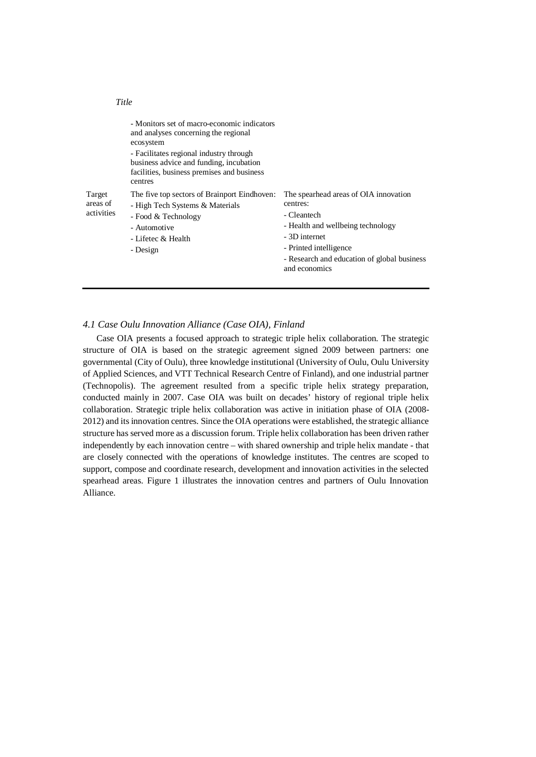|  |  |  |
| --- | --- | --- |
|  | - Monitors set of macro-economic indicators and analyses concerning the regional ecosystem<br>- Facilitates regional industry through business advice and funding, incubation facilities, business premises and business centres |  |
| Target areas of activities | The five top sectors of Brainport Eindhoven:<br>- High Tech Systems & Materials<br>- Food & Technology<br>- Automotive<br>- Lifetec & Health<br>- Design | The spearhead areas of OIA innovation centres:<br>- Cleantech<br>- Health and wellbeing technology<br>- 3D internet<br>- Printed intelligence<br>- Research and education of global business and economics |

### *4.1 Case Oulu Innovation Alliance (Case OIA), Finland*

Case OIA presents a focused approach to strategic triple helix collaboration. The strategic structure of OIA is based on the strategic agreement signed 2009 between partners: one governmental (City of Oulu), three knowledge institutional (University of Oulu, Oulu University of Applied Sciences, and VTT Technical Research Centre of Finland), and one industrial partner (Technopolis). The agreement resulted from a specific triple helix strategy preparation, conducted mainly in 2007. Case OIA was built on decades' history of regional triple helix collaboration. Strategic triple helix collaboration was active in initiation phase of OIA (2008-2012) and its innovation centres. Since the OIA operations were established, the strategic alliance structure has served more as a discussion forum. Triple helix collaboration has been driven rather independently by each innovation centre – with shared ownership and triple helix mandate - that are closely connected with the operations of knowledge institutes. The centres are scoped to support, compose and coordinate research, development and innovation activities in the selected spearhead areas. Figure 1 illustrates the innovation centres and partners of Oulu Innovation Alliance.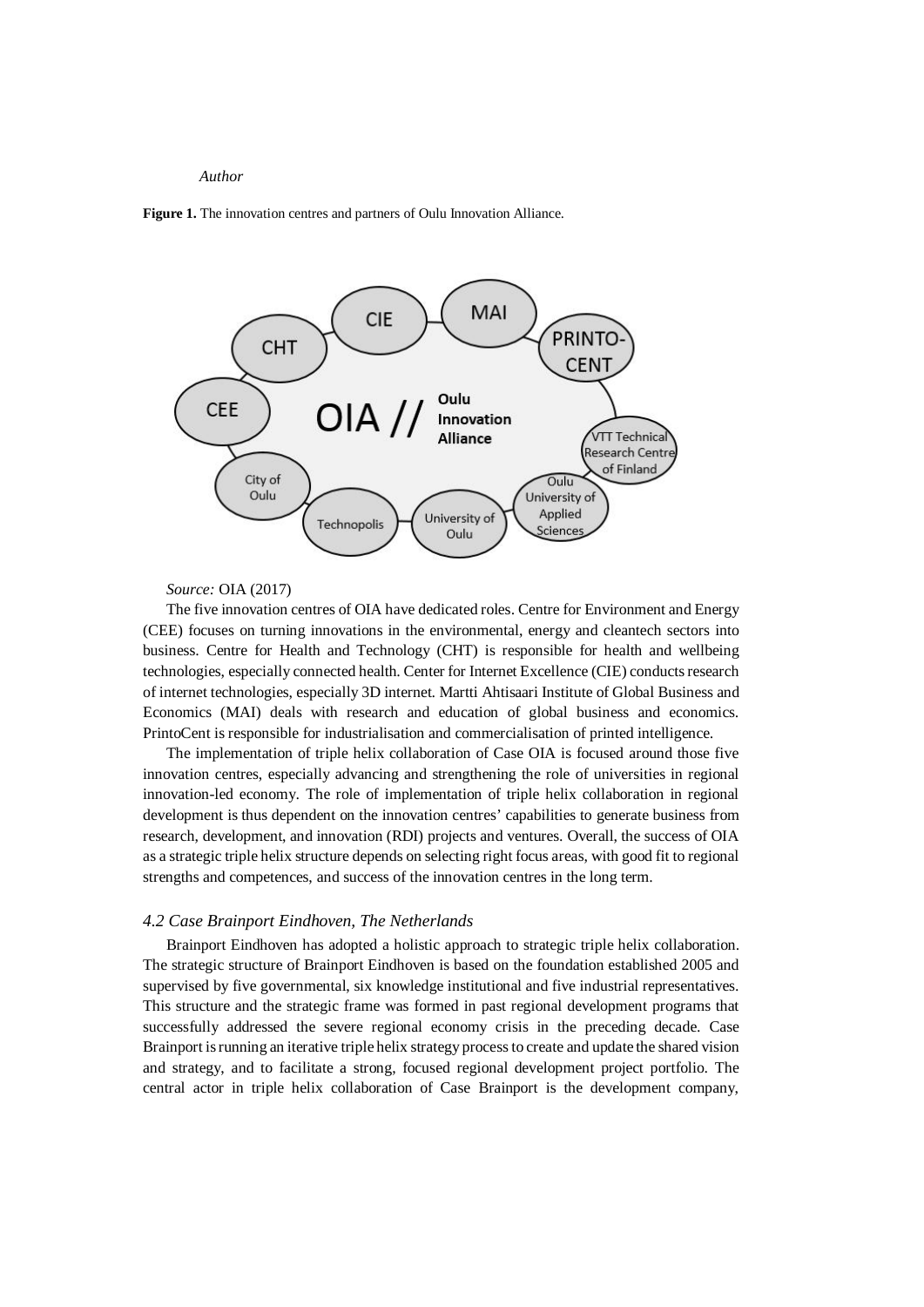*Author*

**Figure 1.** The innovation centres and partners of Oulu Innovation Alliance.

*Source:* OIA (2017)

The five innovation centres of OIA have dedicated roles. Centre for Environment and Energy (CEE) focuses on turning innovations in the environmental, energy and cleantech sectors into business. Centre for Health and Technology (CHT) is responsible for health and wellbeing technologies, especially connected health. Center for Internet Excellence (CIE) conducts research of internet technologies, especially 3D internet. Martti Ahtisaari Institute of Global Business and Economics (MAI) deals with research and education of global business and economics. PrintoCent is responsible for industrialisation and commercialisation of printed intelligence.

The implementation of triple helix collaboration of Case OIA is focused around those five innovation centres, especially advancing and strengthening the role of universities in regional innovation-led economy. The role of implementation of triple helix collaboration in regional development is thus dependent on the innovation centres' capabilities to generate business from research, development, and innovation (RDI) projects and ventures. Overall, the success of OIA as a strategic triple helix structure depends on selecting right focus areas, with good fit to regional strengths and competences, and success of the innovation centres in the long term.

### *4.2 Case Brainport Eindhoven, The Netherlands*

Brainport Eindhoven has adopted a holistic approach to strategic triple helix collaboration. The strategic structure of Brainport Eindhoven is based on the foundation established 2005 and supervised by five governmental, six knowledge institutional and five industrial representatives. This structure and the strategic frame was formed in past regional development programs that successfully addressed the severe regional economy crisis in the preceding decade. Case Brainport is running an iterative triple helix strategy process to create and update the shared vision and strategy, and to facilitate a strong, focused regional development project portfolio. The central actor in triple helix collaboration of Case Brainport is the development company,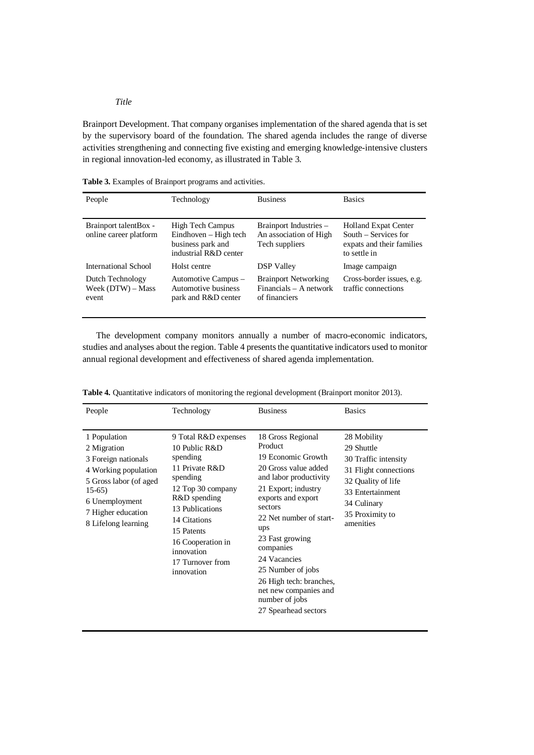Brainport Development. That company organises implementation of the shared agenda that is set by the supervisory board of the foundation. The shared agenda includes the range of diverse activities strengthening and connecting five existing and emerging knowledge-intensive clusters in regional innovation-led economy, as illustrated in Table 3.

**Table 3.** Examples of Brainport programs and activities.

| People | Technology | Business | Basics |
|---|---|---|---|
| Brainport talentBox - online career platform | High Tech Campus Eindhoven – High tech business park and industrial R&D center | Brainport Industries – An association of High Tech suppliers | Holland Expat Center South – Services for expats and their families to settle in |
| International School | Holst centre | DSP Valley | Image campaign |
| Dutch Technology Week (DTW) – Mass event | Automotive Campus – Automotive business park and R&D center | Brainport Networking Financials – A network of financiers | Cross-border issues, e.g. traffic connections |

The development company monitors annually a number of macro-economic indicators, studies and analyses about the region. Table 4 presents the quantitative indicators used to monitor annual regional development and effectiveness of shared agenda implementation.

**Table 4.** Quantitative indicators of monitoring the regional development (Brainport monitor 2013).

| People | Technology | Business | Basics |
|---|---|---|---|
| 1 Population<br>2 Migration<br>3 Foreign nationals<br>4 Working population<br>5 Gross labor (of aged 15-65)<br>6 Unemployment<br>7 Higher education<br>8 Lifelong learning | 9 Total R&D expenses<br>10 Public R&D spending<br>11 Private R&D spending<br>12 Top 30 company R&D spending<br>13 Publications<br>14 Citations<br>15 Patents<br>16 Cooperation in innovation<br>17 Turnover from innovation | 18 Gross Regional Product<br>19 Economic Growth<br>20 Gross value added and labor productivity<br>21 Export; industry exports and export sectors<br>22 Net number of start-ups<br>23 Fast growing companies<br>24 Vacancies<br>25 Number of jobs<br>26 High tech: branches, net new companies and number of jobs<br>27 Spearhead sectors | 28 Mobility<br>29 Shuttle<br>30 Traffic intensity<br>31 Flight connections<br>32 Quality of life<br>33 Entertainment<br>34 Culinary<br>35 Proximity to amenities |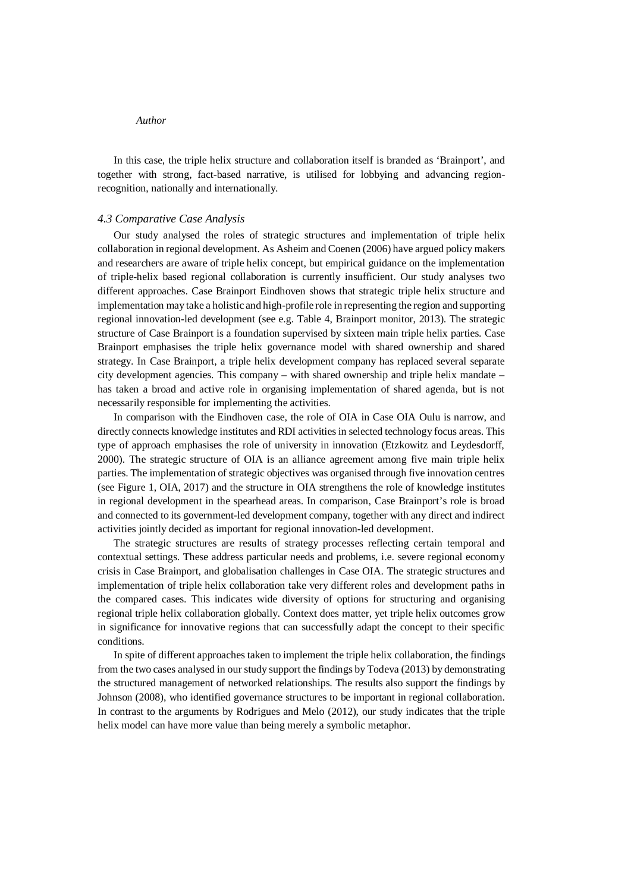In this case, the triple helix structure and collaboration itself is branded as 'Brainport', and together with strong, fact-based narrative, is utilised for lobbying and advancing region-recognition, nationally and internationally.

### *4.3 Comparative Case Analysis*

Our study analysed the roles of strategic structures and implementation of triple helix collaboration in regional development. As Asheim and Coenen (2006) have argued policy makers and researchers are aware of triple helix concept, but empirical guidance on the implementation of triple-helix based regional collaboration is currently insufficient. Our study analyses two different approaches. Case Brainport Eindhoven shows that strategic triple helix structure and implementation may take a holistic and high-profile role in representing the region and supporting regional innovation-led development (see e.g. Table 4, Brainport monitor, 2013). The strategic structure of Case Brainport is a foundation supervised by sixteen main triple helix parties. Case Brainport emphasises the triple helix governance model with shared ownership and shared strategy. In Case Brainport, a triple helix development company has replaced several separate city development agencies. This company – with shared ownership and triple helix mandate – has taken a broad and active role in organising implementation of shared agenda, but is not necessarily responsible for implementing the activities.

In comparison with the Eindhoven case, the role of OIA in Case OIA Oulu is narrow, and directly connects knowledge institutes and RDI activities in selected technology focus areas. This type of approach emphasises the role of university in innovation (Etzkowitz and Leydesdorff, 2000). The strategic structure of OIA is an alliance agreement among five main triple helix parties. The implementation of strategic objectives was organised through five innovation centres (see Figure 1, OIA, 2017) and the structure in OIA strengthens the role of knowledge institutes in regional development in the spearhead areas. In comparison, Case Brainport's role is broad and connected to its government-led development company, together with any direct and indirect activities jointly decided as important for regional innovation-led development.

The strategic structures are results of strategy processes reflecting certain temporal and contextual settings. These address particular needs and problems, i.e. severe regional economy crisis in Case Brainport, and globalisation challenges in Case OIA. The strategic structures and implementation of triple helix collaboration take very different roles and development paths in the compared cases. This indicates wide diversity of options for structuring and organising regional triple helix collaboration globally. Context does matter, yet triple helix outcomes grow in significance for innovative regions that can successfully adapt the concept to their specific conditions.

In spite of different approaches taken to implement the triple helix collaboration, the findings from the two cases analysed in our study support the findings by Todeva (2013) by demonstrating the structured management of networked relationships. The results also support the findings by Johnson (2008), who identified governance structures to be important in regional collaboration. In contrast to the arguments by Rodrigues and Melo (2012), our study indicates that the triple helix model can have more value than being merely a symbolic metaphor.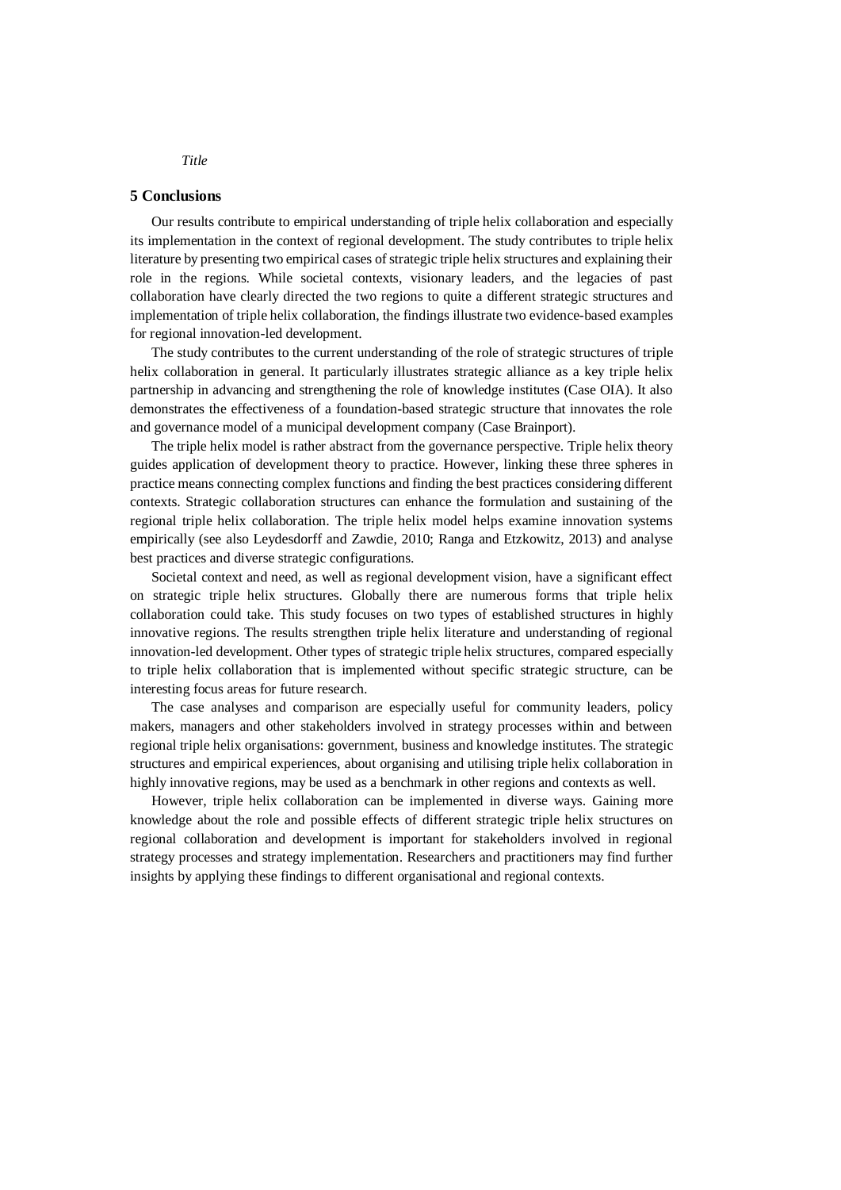## 5 Conclusions

Our results contribute to empirical understanding of triple helix collaboration and especially its implementation in the context of regional development. The study contributes to triple helix literature by presenting two empirical cases of strategic triple helix structures and explaining their role in the regions. While societal contexts, visionary leaders, and the legacies of past collaboration have clearly directed the two regions to quite a different strategic structures and implementation of triple helix collaboration, the findings illustrate two evidence-based examples for regional innovation-led development.

The study contributes to the current understanding of the role of strategic structures of triple helix collaboration in general. It particularly illustrates strategic alliance as a key triple helix partnership in advancing and strengthening the role of knowledge institutes (Case OIA). It also demonstrates the effectiveness of a foundation-based strategic structure that innovates the role and governance model of a municipal development company (Case Brainport).

The triple helix model is rather abstract from the governance perspective. Triple helix theory guides application of development theory to practice. However, linking these three spheres in practice means connecting complex functions and finding the best practices considering different contexts. Strategic collaboration structures can enhance the formulation and sustaining of the regional triple helix collaboration. The triple helix model helps examine innovation systems empirically (see also Leydesdorff and Zawdie, 2010; Ranga and Etzkowitz, 2013) and analyse best practices and diverse strategic configurations.

Societal context and need, as well as regional development vision, have a significant effect on strategic triple helix structures. Globally there are numerous forms that triple helix collaboration could take. This study focuses on two types of established structures in highly innovative regions. The results strengthen triple helix literature and understanding of regional innovation-led development. Other types of strategic triple helix structures, compared especially to triple helix collaboration that is implemented without specific strategic structure, can be interesting focus areas for future research.

The case analyses and comparison are especially useful for community leaders, policy makers, managers and other stakeholders involved in strategy processes within and between regional triple helix organisations: government, business and knowledge institutes. The strategic structures and empirical experiences, about organising and utilising triple helix collaboration in highly innovative regions, may be used as a benchmark in other regions and contexts as well.

However, triple helix collaboration can be implemented in diverse ways. Gaining more knowledge about the role and possible effects of different strategic triple helix structures on regional collaboration and development is important for stakeholders involved in regional strategy processes and strategy implementation. Researchers and practitioners may find further insights by applying these findings to different organisational and regional contexts.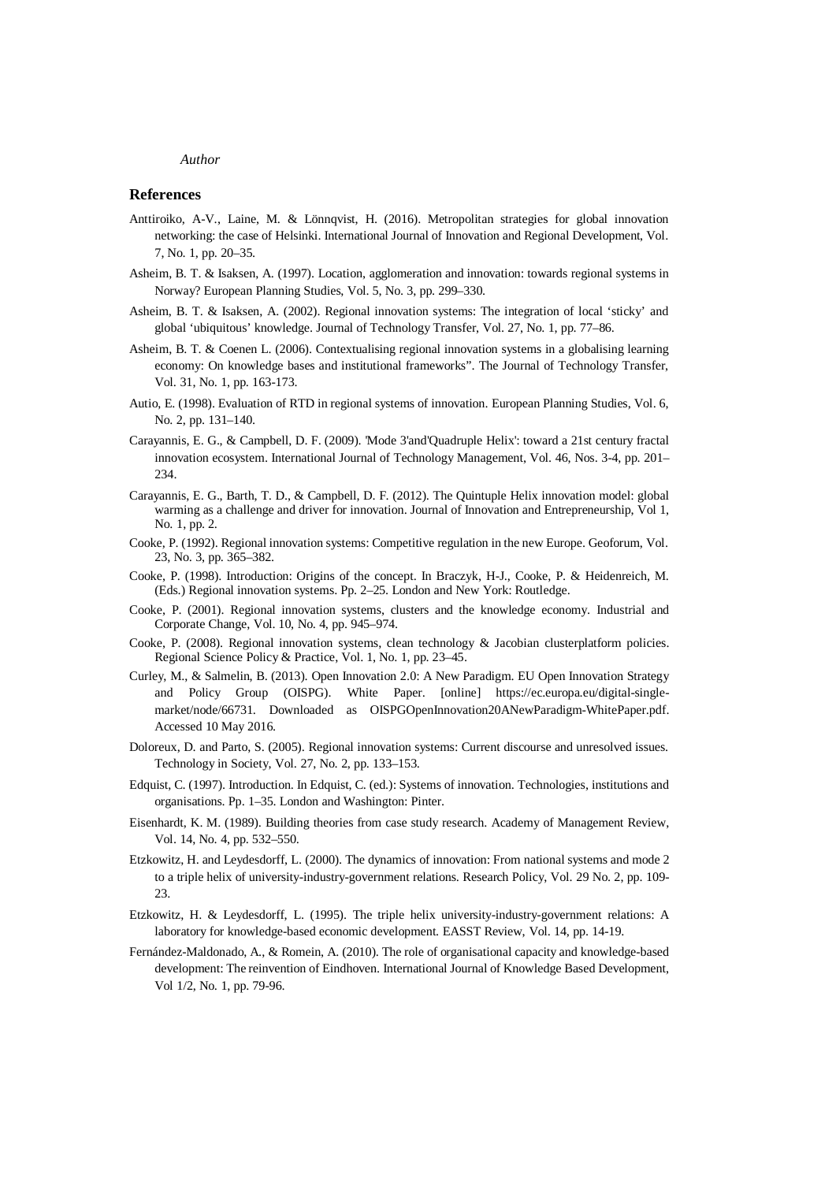*Author*

## References

Anttiroiko, A-V., Laine, M. & Lönnqvist, H. (2016). Metropolitan strategies for global innovation networking: the case of Helsinki. International Journal of Innovation and Regional Development, Vol. 7, No. 1, pp. 20–35.

Asheim, B. T. & Isaksen, A. (1997). Location, agglomeration and innovation: towards regional systems in Norway? European Planning Studies, Vol. 5, No. 3, pp. 299–330.

Asheim, B. T. & Isaksen, A. (2002). Regional innovation systems: The integration of local 'sticky' and global 'ubiquitous' knowledge. Journal of Technology Transfer, Vol. 27, No. 1, pp. 77–86.

Asheim, B. T. & Coenen L. (2006). Contextualising regional innovation systems in a globalising learning economy: On knowledge bases and institutional frameworks". The Journal of Technology Transfer, Vol. 31, No. 1, pp. 163-173.

Autio, E. (1998). Evaluation of RTD in regional systems of innovation. European Planning Studies, Vol. 6, No. 2, pp. 131–140.

Carayannis, E. G., & Campbell, D. F. (2009). 'Mode 3'and'Quadruple Helix': toward a 21st century fractal innovation ecosystem. International Journal of Technology Management, Vol. 46, Nos. 3-4, pp. 201–234.

Carayannis, E. G., Barth, T. D., & Campbell, D. F. (2012). The Quintuple Helix innovation model: global warming as a challenge and driver for innovation. Journal of Innovation and Entrepreneurship, Vol 1, No. 1, pp. 2.

Cooke, P. (1992). Regional innovation systems: Competitive regulation in the new Europe. Geoforum, Vol. 23, No. 3, pp. 365–382.

Cooke, P. (1998). Introduction: Origins of the concept. In Braczyk, H-J., Cooke, P. & Heidenreich, M. (Eds.) Regional innovation systems. Pp. 2–25. London and New York: Routledge.

Cooke, P. (2001). Regional innovation systems, clusters and the knowledge economy. Industrial and Corporate Change, Vol. 10, No. 4, pp. 945–974.

Cooke, P. (2008). Regional innovation systems, clean technology & Jacobian clusterplatform policies. Regional Science Policy & Practice, Vol. 1, No. 1, pp. 23–45.

Curley, M., & Salmelin, B. (2013). Open Innovation 2.0: A New Paradigm. EU Open Innovation Strategy and Policy Group (OISPG). White Paper. [online] https://ec.europa.eu/digital-single-market/node/66731. Downloaded as OISPGOpenInnovation20ANewParadigm-WhitePaper.pdf. Accessed 10 May 2016.

Doloreux, D. and Parto, S. (2005). Regional innovation systems: Current discourse and unresolved issues. Technology in Society, Vol. 27, No. 2, pp. 133–153.

Edquist, C. (1997). Introduction. In Edquist, C. (ed.): Systems of innovation. Technologies, institutions and organisations. Pp. 1–35. London and Washington: Pinter.

Eisenhardt, K. M. (1989). Building theories from case study research. Academy of Management Review, Vol. 14, No. 4, pp. 532–550.

Etzkowitz, H. and Leydesdorff, L. (2000). The dynamics of innovation: From national systems and mode 2 to a triple helix of university-industry-government relations. Research Policy, Vol. 29 No. 2, pp. 109-23.

Etzkowitz, H. & Leydesdorff, L. (1995). The triple helix university-industry-government relations: A laboratory for knowledge-based economic development. EASST Review, Vol. 14, pp. 14-19.

Fernández-Maldonado, A., & Romein, A. (2010). The role of organisational capacity and knowledge-based development: The reinvention of Eindhoven. International Journal of Knowledge Based Development, Vol 1/2, No. 1, pp. 79-96.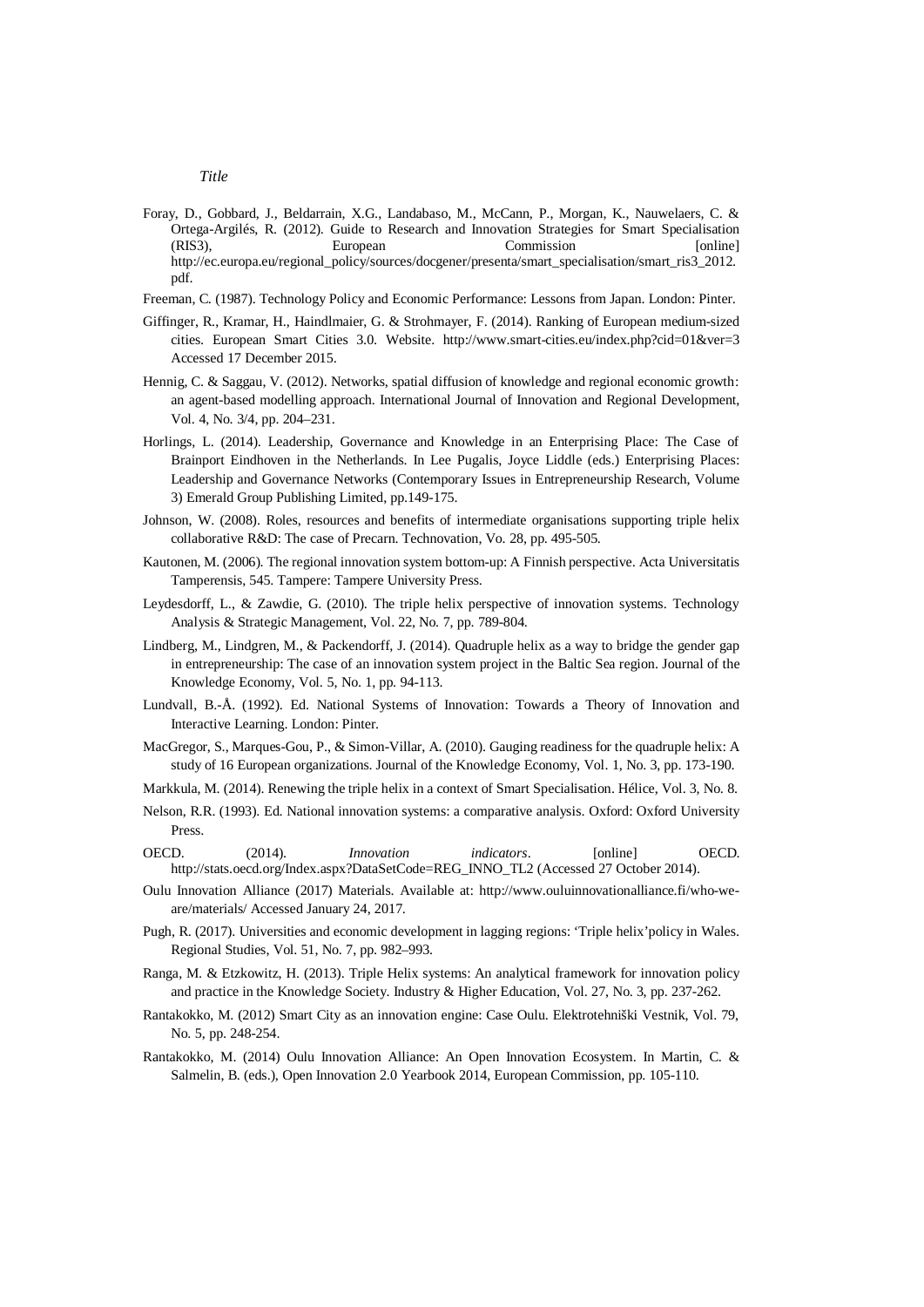Foray, D., Gobbard, J., Beldarrain, X.G., Landabaso, M., McCann, P., Morgan, K., Nauwelaers, C. & Ortega-Argilés, R. (2012). Guide to Research and Innovation Strategies for Smart Specialisation (RIS3), European Commission [online] http://ec.europa.eu/regional_policy/sources/docgener/presenta/smart_specialisation/smart_ris3_2012.pdf.

Freeman, C. (1987). Technology Policy and Economic Performance: Lessons from Japan. London: Pinter.

Giffinger, R., Kramar, H., Haindlmaier, G. & Strohmayer, F. (2014). Ranking of European medium-sized cities. European Smart Cities 3.0. Website. http://www.smart-cities.eu/index.php?cid=01&ver=3 Accessed 17 December 2015.

Hennig, C. & Saggau, V. (2012). Networks, spatial diffusion of knowledge and regional economic growth: an agent-based modelling approach. International Journal of Innovation and Regional Development, Vol. 4, No. 3/4, pp. 204–231.

Horlings, L. (2014). Leadership, Governance and Knowledge in an Enterprising Place: The Case of Brainport Eindhoven in the Netherlands. In Lee Pugalis, Joyce Liddle (eds.) Enterprising Places: Leadership and Governance Networks (Contemporary Issues in Entrepreneurship Research, Volume 3) Emerald Group Publishing Limited, pp.149-175.

Johnson, W. (2008). Roles, resources and benefits of intermediate organisations supporting triple helix collaborative R&D: The case of Precarn. Technovation, Vo. 28, pp. 495-505.

Kautonen, M. (2006). The regional innovation system bottom-up: A Finnish perspective. Acta Universitatis Tamperensis, 545. Tampere: Tampere University Press.

Leydesdorff, L., & Zawdie, G. (2010). The triple helix perspective of innovation systems. Technology Analysis & Strategic Management, Vol. 22, No. 7, pp. 789-804.

Lindberg, M., Lindgren, M., & Packendorff, J. (2014). Quadruple helix as a way to bridge the gender gap in entrepreneurship: The case of an innovation system project in the Baltic Sea region. Journal of the Knowledge Economy, Vol. 5, No. 1, pp. 94-113.

Lundvall, B.-Å. (1992). Ed. National Systems of Innovation: Towards a Theory of Innovation and Interactive Learning. London: Pinter.

MacGregor, S., Marques-Gou, P., & Simon-Villar, A. (2010). Gauging readiness for the quadruple helix: A study of 16 European organizations. Journal of the Knowledge Economy, Vol. 1, No. 3, pp. 173-190.

Markkula, M. (2014). Renewing the triple helix in a context of Smart Specialisation. Hélice, Vol. 3, No. 8.

Nelson, R.R. (1993). Ed. National innovation systems: a comparative analysis. Oxford: Oxford University Press.

OECD. (2014). *Innovation indicators*. [online] OECD. http://stats.oecd.org/Index.aspx?DataSetCode=REG_INNO_TL2 (Accessed 27 October 2014).

Oulu Innovation Alliance (2017) Materials. Available at: http://www.ouluinnovationalliance.fi/who-we-are/materials/ Accessed January 24, 2017.

Pugh, R. (2017). Universities and economic development in lagging regions: 'Triple helix'policy in Wales. Regional Studies, Vol. 51, No. 7, pp. 982–993.

Ranga, M. & Etzkowitz, H. (2013). Triple Helix systems: An analytical framework for innovation policy and practice in the Knowledge Society. Industry & Higher Education, Vol. 27, No. 3, pp. 237-262.

Rantakokko, M. (2012) Smart City as an innovation engine: Case Oulu. Elektrotehniški Vestnik, Vol. 79, No. 5, pp. 248-254.

Rantakokko, M. (2014) Oulu Innovation Alliance: An Open Innovation Ecosystem. In Martin, C. & Salmelin, B. (eds.), Open Innovation 2.0 Yearbook 2014, European Commission, pp. 105-110.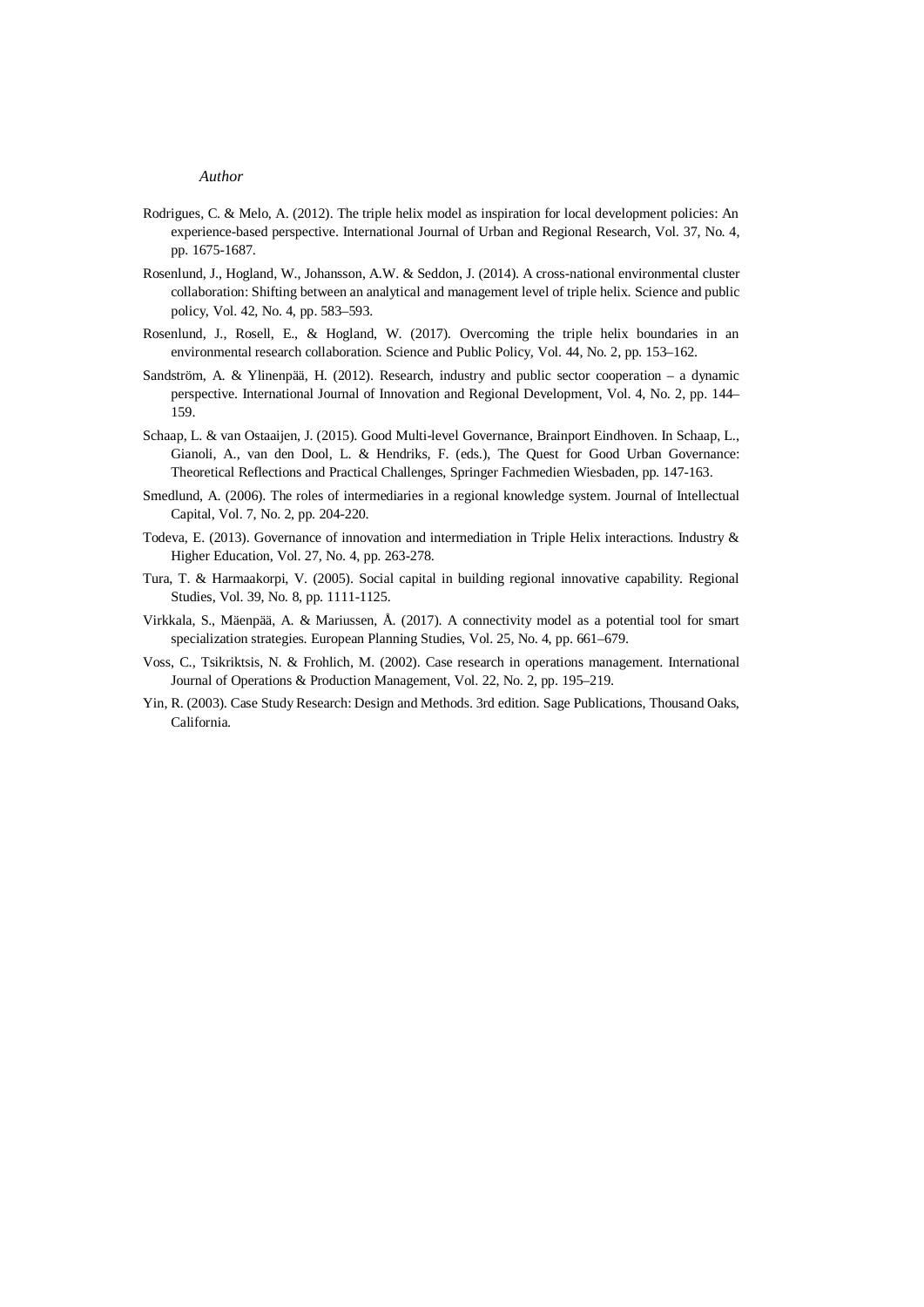Rodrigues, C. & Melo, A. (2012). The triple helix model as inspiration for local development policies: An experience-based perspective. International Journal of Urban and Regional Research, Vol. 37, No. 4, pp. 1675-1687.

Rosenlund, J., Hogland, W., Johansson, A.W. & Seddon, J. (2014). A cross-national environmental cluster collaboration: Shifting between an analytical and management level of triple helix. Science and public policy, Vol. 42, No. 4, pp. 583–593.

Rosenlund, J., Rosell, E., & Hogland, W. (2017). Overcoming the triple helix boundaries in an environmental research collaboration. Science and Public Policy, Vol. 44, No. 2, pp. 153–162.

Sandström, A. & Ylinenpää, H. (2012). Research, industry and public sector cooperation – a dynamic perspective. International Journal of Innovation and Regional Development, Vol. 4, No. 2, pp. 144–159.

Schaap, L. & van Ostaaijen, J. (2015). Good Multi-level Governance, Brainport Eindhoven. In Schaap, L., Gianoli, A., van den Dool, L. & Hendriks, F. (eds.), The Quest for Good Urban Governance: Theoretical Reflections and Practical Challenges, Springer Fachmedien Wiesbaden, pp. 147-163.

Smedlund, A. (2006). The roles of intermediaries in a regional knowledge system. Journal of Intellectual Capital, Vol. 7, No. 2, pp. 204-220.

Todeva, E. (2013). Governance of innovation and intermediation in Triple Helix interactions. Industry & Higher Education, Vol. 27, No. 4, pp. 263-278.

Tura, T. & Harmaakorpi, V. (2005). Social capital in building regional innovative capability. Regional Studies, Vol. 39, No. 8, pp. 1111-1125.

Virkkala, S., Mäenpää, A. & Mariussen, Å. (2017). A connectivity model as a potential tool for smart specialization strategies. European Planning Studies, Vol. 25, No. 4, pp. 661–679.

Voss, C., Tsikriktsis, N. & Frohlich, M. (2002). Case research in operations management. International Journal of Operations & Production Management, Vol. 22, No. 2, pp. 195–219.

Yin, R. (2003). Case Study Research: Design and Methods. 3rd edition. Sage Publications, Thousand Oaks, California.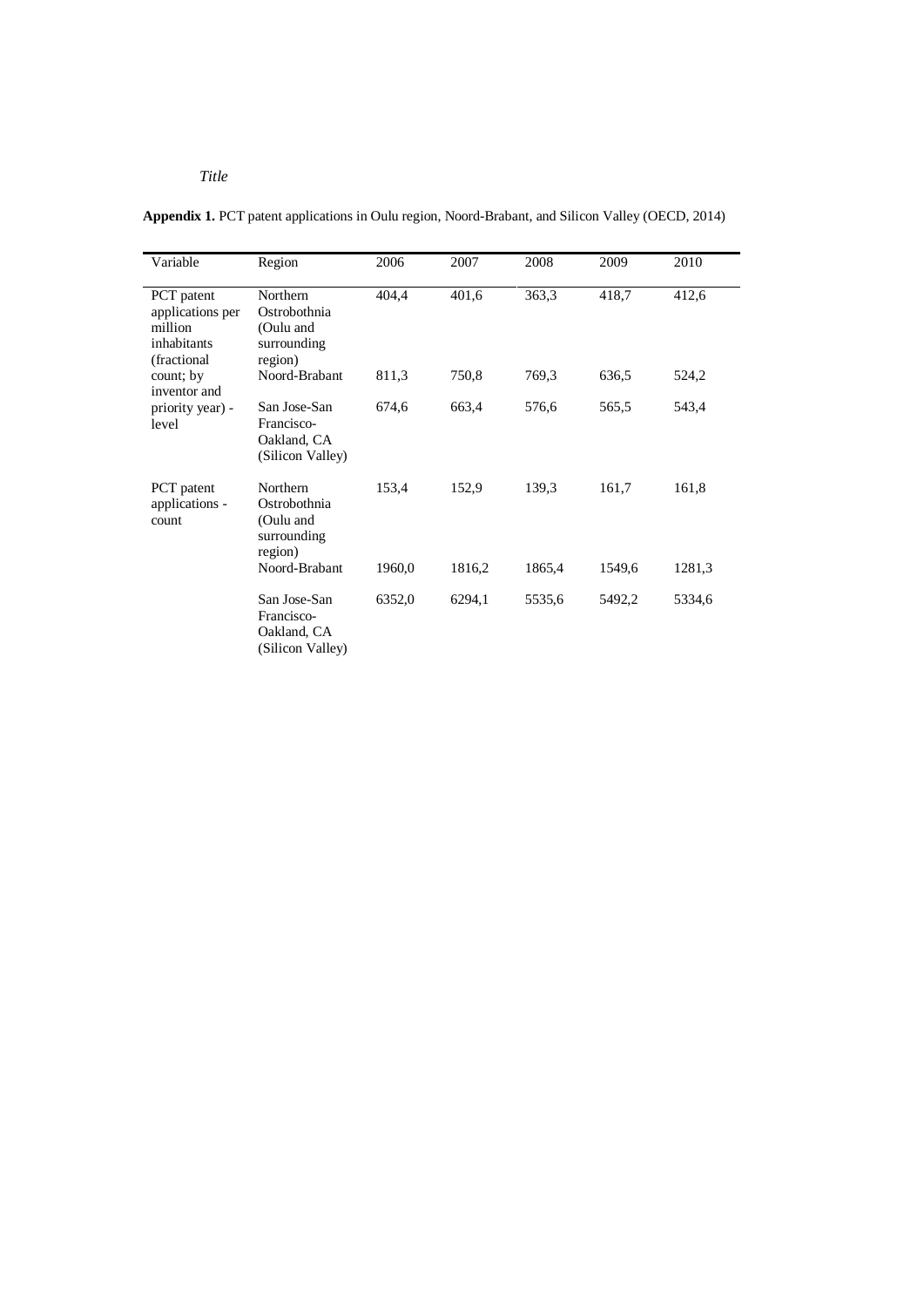*Title*

**Appendix 1.** PCT patent applications in Oulu region, Noord-Brabant, and Silicon Valley (OECD, 2014)

| Variable | Region | 2006 | 2007 | 2008 | 2009 | 2010 |
|---|---|---|---|---|---|---|
| PCT patent applications per million inhabitants (fractional count; by inventor and priority year) - level | Northern Ostrobothnia (Oulu and surrounding region) | 404,4 | 401,6 | 363,3 | 418,7 | 412,6 |
| | Noord-Brabant | 811,3 | 750,8 | 769,3 | 636,5 | 524,2 |
| | San Jose-San Francisco-Oakland, CA (Silicon Valley) | 674,6 | 663,4 | 576,6 | 565,5 | 543,4 |
| PCT patent applications - count | Northern Ostrobothnia (Oulu and surrounding region) | 153,4 | 152,9 | 139,3 | 161,7 | 161,8 |
| | Noord-Brabant | 1960,0 | 1816,2 | 1865,4 | 1549,6 | 1281,3 |
| | San Jose-San Francisco-Oakland, CA (Silicon Valley) | 6352,0 | 6294,1 | 5535,6 | 5492,2 | 5334,6 |